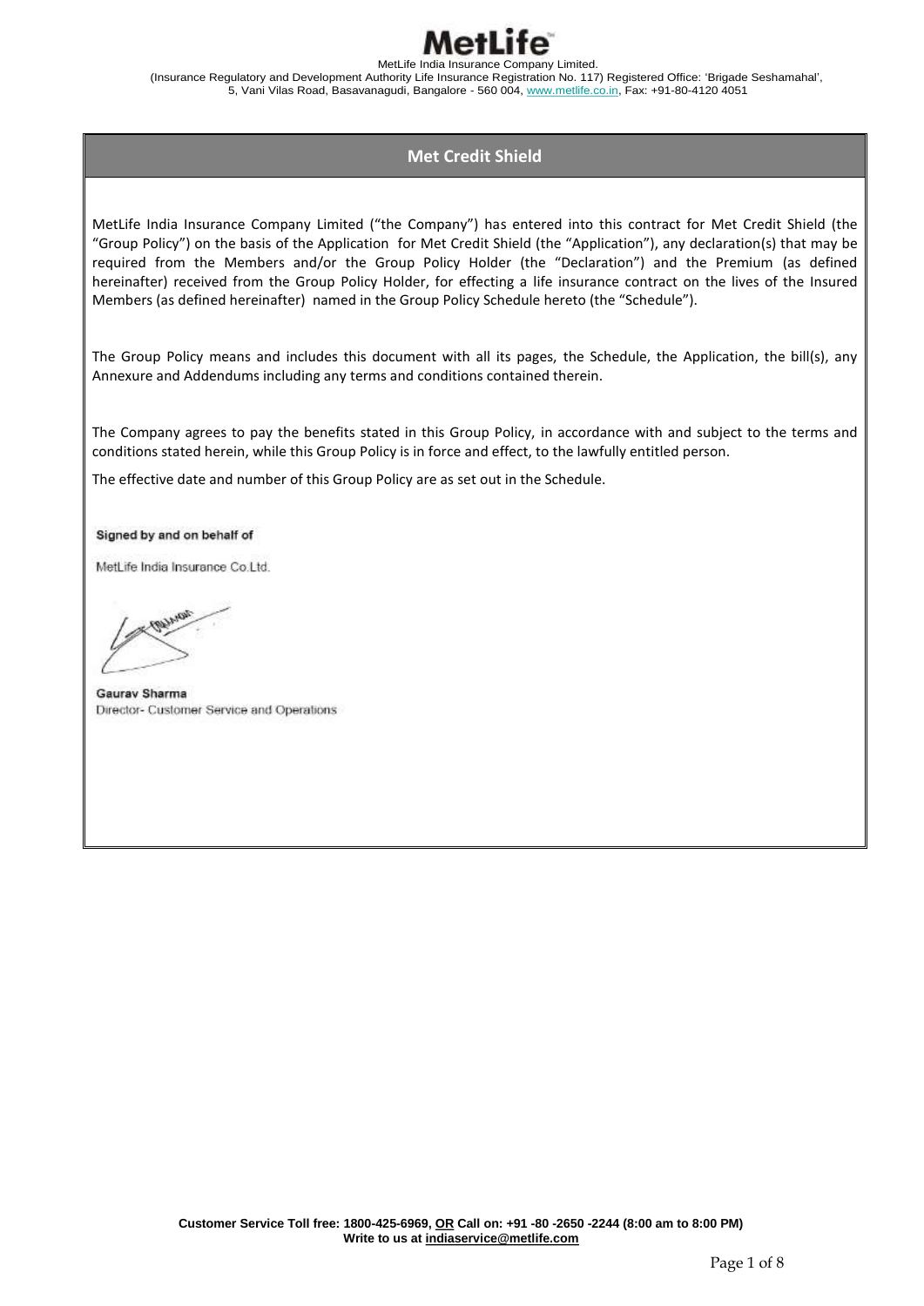# MetLife

MetLife India Insurance Company Limited.
(Insurance Regulatory and Development Authority Life Insurance Registration No. 117) Registered Office: 'Brigade Seshamahal', 5, Vani Vilas Road, Basavanagudi, Bangalore - 560 004, www.metlife.co.in, Fax: +91-80-4120 4051

## Met Credit Shield

MetLife India Insurance Company Limited ("the Company") has entered into this contract for Met Credit Shield (the "Group Policy") on the basis of the Application for Met Credit Shield (the "Application"), any declaration(s) that may be required from the Members and/or the Group Policy Holder (the "Declaration") and the Premium (as defined hereinafter) received from the Group Policy Holder, for effecting a life insurance contract on the lives of the Insured Members (as defined hereinafter) named in the Group Policy Schedule hereto (the "Schedule").

The Group Policy means and includes this document with all its pages, the Schedule, the Application, the bill(s), any Annexure and Addendums including any terms and conditions contained therein.

The Company agrees to pay the benefits stated in this Group Policy, in accordance with and subject to the terms and conditions stated herein, while this Group Policy is in force and effect, to the lawfully entitled person.

The effective date and number of this Group Policy are as set out in the Schedule.

**Signed by and on behalf of**

MetLife India Insurance Co.Ltd.

**Gaurav Sharma**
Director- Customer Service and Operations

**Customer Service Toll free: 1800-425-6969, OR Call on: +91 -80 -2650 -2244 (8:00 am to 8:00 PM)**
**Write to us at indiaservice@metlife.com**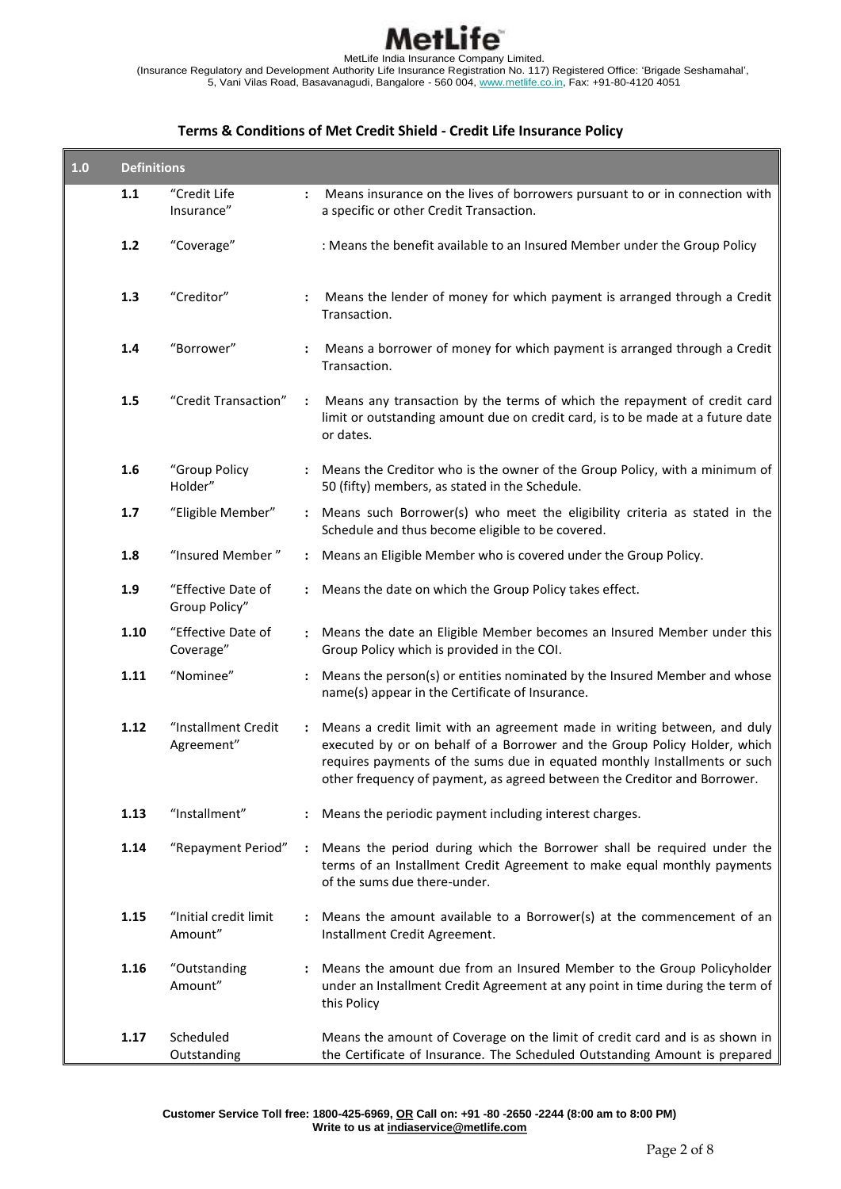MetLife India Insurance Company Limited.
(Insurance Regulatory and Development Authority Life Insurance Registration No. 117) Registered Office: 'Brigade Seshamahal', 5, Vani Vilas Road, Basavanagudi, Bangalore - 560 004, www.metlife.co.in, Fax: +91-80-4120 4051

## Terms & Conditions of Met Credit Shield - Credit Life Insurance Policy

| 1.0 | Definitions | | |
|---|---|---|---|
| 1.1 | "Credit Life Insurance" | : | Means insurance on the lives of borrowers pursuant to or in connection with a specific or other Credit Transaction. |
| 1.2 | "Coverage" | : | Means the benefit available to an Insured Member under the Group Policy |
| 1.3 | "Creditor" | : | Means the lender of money for which payment is arranged through a Credit Transaction. |
| 1.4 | "Borrower" | : | Means a borrower of money for which payment is arranged through a Credit Transaction. |
| 1.5 | "Credit Transaction" | : | Means any transaction by the terms of which the repayment of credit card limit or outstanding amount due on credit card, is to be made at a future date or dates. |
| 1.6 | "Group Policy Holder" | : | Means the Creditor who is the owner of the Group Policy, with a minimum of 50 (fifty) members, as stated in the Schedule. |
| 1.7 | "Eligible Member" | : | Means such Borrower(s) who meet the eligibility criteria as stated in the Schedule and thus become eligible to be covered. |
| 1.8 | "Insured Member " | : | Means an Eligible Member who is covered under the Group Policy. |
| 1.9 | "Effective Date of Group Policy" | : | Means the date on which the Group Policy takes effect. |
| 1.10 | "Effective Date of Coverage" | : | Means the date an Eligible Member becomes an Insured Member under this Group Policy which is provided in the COI. |
| 1.11 | "Nominee" | : | Means the person(s) or entities nominated by the Insured Member and whose name(s) appear in the Certificate of Insurance. |
| 1.12 | "Installment Credit Agreement" | : | Means a credit limit with an agreement made in writing between, and duly executed by or on behalf of a Borrower and the Group Policy Holder, which requires payments of the sums due in equated monthly Installments or such other frequency of payment, as agreed between the Creditor and Borrower. |
| 1.13 | "Installment" | : | Means the periodic payment including interest charges. |
| 1.14 | "Repayment Period" | : | Means the period during which the Borrower shall be required under the terms of an Installment Credit Agreement to make equal monthly payments of the sums due there-under. |
| 1.15 | "Initial credit limit Amount" | : | Means the amount available to a Borrower(s) at the commencement of an Installment Credit Agreement. |
| 1.16 | "Outstanding Amount" | : | Means the amount due from an Insured Member to the Group Policyholder under an Installment Credit Agreement at any point in time during the term of this Policy |
| 1.17 | Scheduled Outstanding | | Means the amount of Coverage on the limit of credit card and is as shown in the Certificate of Insurance. The Scheduled Outstanding Amount is prepared |

**Customer Service Toll free: 1800-425-6969, OR Call on: +91 -80 -2650 -2244 (8:00 am to 8:00 PM)**
**Write to us at indiaservice@metlife.com**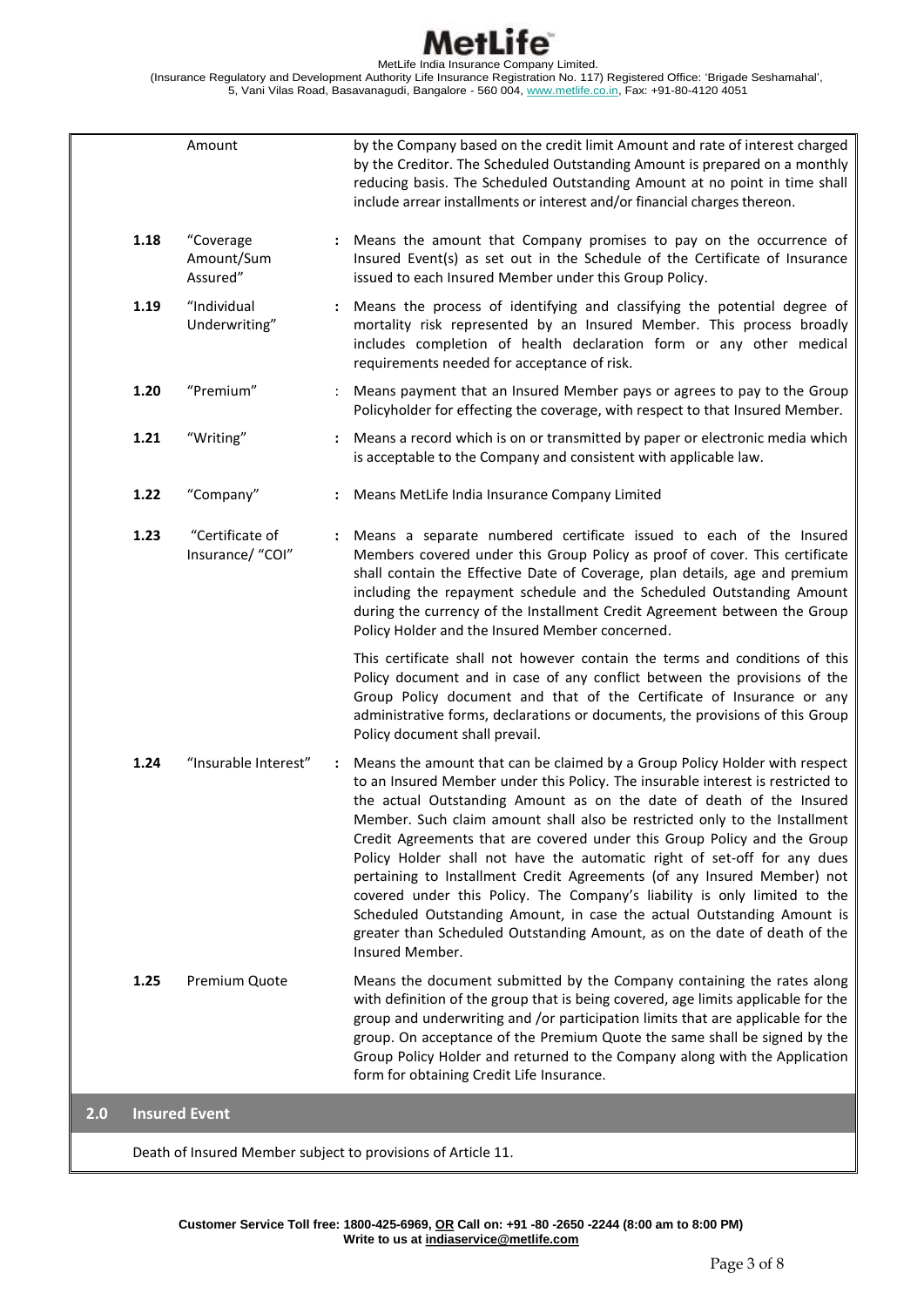| | | | |
|---|---|---|---|
| | Amount | | by the Company based on the credit limit Amount and rate of interest charged by the Creditor. The Scheduled Outstanding Amount is prepared on a monthly reducing basis. The Scheduled Outstanding Amount at no point in time shall include arrear installments or interest and/or financial charges thereon. |
| 1.18 | "Coverage Amount/Sum Assured" | : | Means the amount that Company promises to pay on the occurrence of Insured Event(s) as set out in the Schedule of the Certificate of Insurance issued to each Insured Member under this Group Policy. |
| 1.19 | "Individual Underwriting" | : | Means the process of identifying and classifying the potential degree of mortality risk represented by an Insured Member. This process broadly includes completion of health declaration form or any other medical requirements needed for acceptance of risk. |
| 1.20 | "Premium" | : | Means payment that an Insured Member pays or agrees to pay to the Group Policyholder for effecting the coverage, with respect to that Insured Member. |
| 1.21 | "Writing" | : | Means a record which is on or transmitted by paper or electronic media which is acceptable to the Company and consistent with applicable law. |
| 1.22 | "Company" | : | Means MetLife India Insurance Company Limited |
| 1.23 | "Certificate of Insurance/ "COI" | : | Means a separate numbered certificate issued to each of the Insured Members covered under this Group Policy as proof of cover. This certificate shall contain the Effective Date of Coverage, plan details, age and premium including the repayment schedule and the Scheduled Outstanding Amount during the currency of the Installment Credit Agreement between the Group Policy Holder and the Insured Member concerned.<br><br>This certificate shall not however contain the terms and conditions of this Policy document and in case of any conflict between the provisions of the Group Policy document and that of the Certificate of Insurance or any administrative forms, declarations or documents, the provisions of this Group Policy document shall prevail. |
| 1.24 | "Insurable Interest" | : | Means the amount that can be claimed by a Group Policy Holder with respect to an Insured Member under this Policy. The insurable interest is restricted to the actual Outstanding Amount as on the date of death of the Insured Member. Such claim amount shall also be restricted only to the Installment Credit Agreements that are covered under this Group Policy and the Group Policy Holder shall not have the automatic right of set-off for any dues pertaining to Installment Credit Agreements (of any Insured Member) not covered under this Policy. The Company's liability is only limited to the Scheduled Outstanding Amount, in case the actual Outstanding Amount is greater than Scheduled Outstanding Amount, as on the date of death of the Insured Member. |
| 1.25 | Premium Quote | | Means the document submitted by the Company containing the rates along with definition of the group that is being covered, age limits applicable for the group and underwriting and /or participation limits that are applicable for the group. On acceptance of the Premium Quote the same shall be signed by the Group Policy Holder and returned to the Company along with the Application form for obtaining Credit Life Insurance. |

## 2.0 Insured Event

Death of Insured Member subject to provisions of Article 11.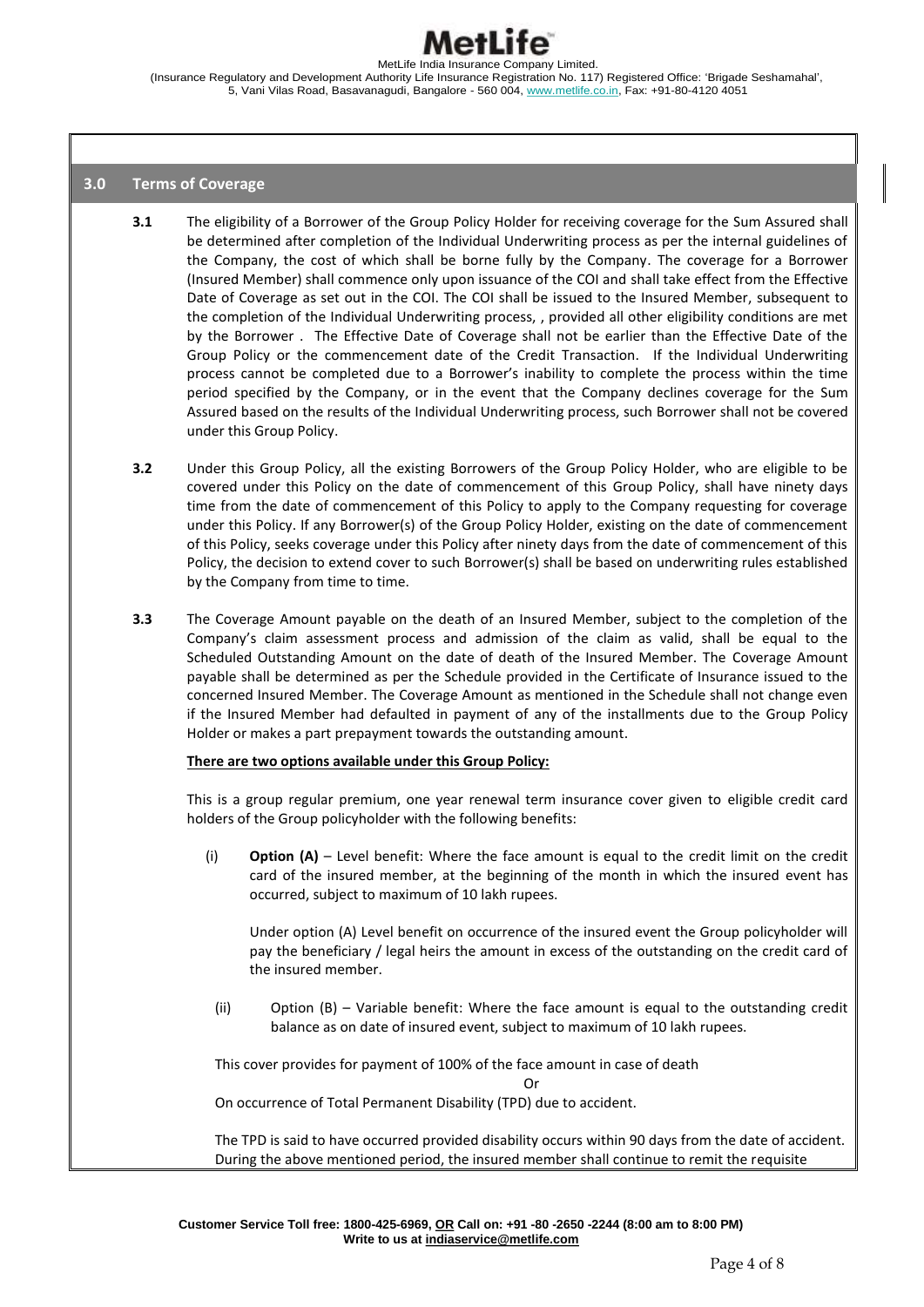## 3.0 Terms of Coverage

**3.1** The eligibility of a Borrower of the Group Policy Holder for receiving coverage for the Sum Assured shall be determined after completion of the Individual Underwriting process as per the internal guidelines of the Company, the cost of which shall be borne fully by the Company. The coverage for a Borrower (Insured Member) shall commence only upon issuance of the COI and shall take effect from the Effective Date of Coverage as set out in the COI. The COI shall be issued to the Insured Member, subsequent to the completion of the Individual Underwriting process, , provided all other eligibility conditions are met by the Borrower . The Effective Date of Coverage shall not be earlier than the Effective Date of the Group Policy or the commencement date of the Credit Transaction. If the Individual Underwriting process cannot be completed due to a Borrower's inability to complete the process within the time period specified by the Company, or in the event that the Company declines coverage for the Sum Assured based on the results of the Individual Underwriting process, such Borrower shall not be covered under this Group Policy.

**3.2** Under this Group Policy, all the existing Borrowers of the Group Policy Holder, who are eligible to be covered under this Policy on the date of commencement of this Group Policy, shall have ninety days time from the date of commencement of this Policy to apply to the Company requesting for coverage under this Policy. If any Borrower(s) of the Group Policy Holder, existing on the date of commencement of this Policy, seeks coverage under this Policy after ninety days from the date of commencement of this Policy, the decision to extend cover to such Borrower(s) shall be based on underwriting rules established by the Company from time to time.

**3.3** The Coverage Amount payable on the death of an Insured Member, subject to the completion of the Company's claim assessment process and admission of the claim as valid, shall be equal to the Scheduled Outstanding Amount on the date of death of the Insured Member. The Coverage Amount payable shall be determined as per the Schedule provided in the Certificate of Insurance issued to the concerned Insured Member. The Coverage Amount as mentioned in the Schedule shall not change even if the Insured Member had defaulted in payment of any of the installments due to the Group Policy Holder or makes a part prepayment towards the outstanding amount.

**There are two options available under this Group Policy:**

This is a group regular premium, one year renewal term insurance cover given to eligible credit card holders of the Group policyholder with the following benefits:

(i) **Option (A)** – Level benefit: Where the face amount is equal to the credit limit on the credit card of the insured member, at the beginning of the month in which the insured event has occurred, subject to maximum of 10 lakh rupees.

Under option (A) Level benefit on occurrence of the insured event the Group policyholder will pay the beneficiary / legal heirs the amount in excess of the outstanding on the credit card of the insured member.

(ii) Option (B) – Variable benefit: Where the face amount is equal to the outstanding credit balance as on date of insured event, subject to maximum of 10 lakh rupees.

This cover provides for payment of 100% of the face amount in case of death

Or

On occurrence of Total Permanent Disability (TPD) due to accident.

The TPD is said to have occurred provided disability occurs within 90 days from the date of accident. During the above mentioned period, the insured member shall continue to remit the requisite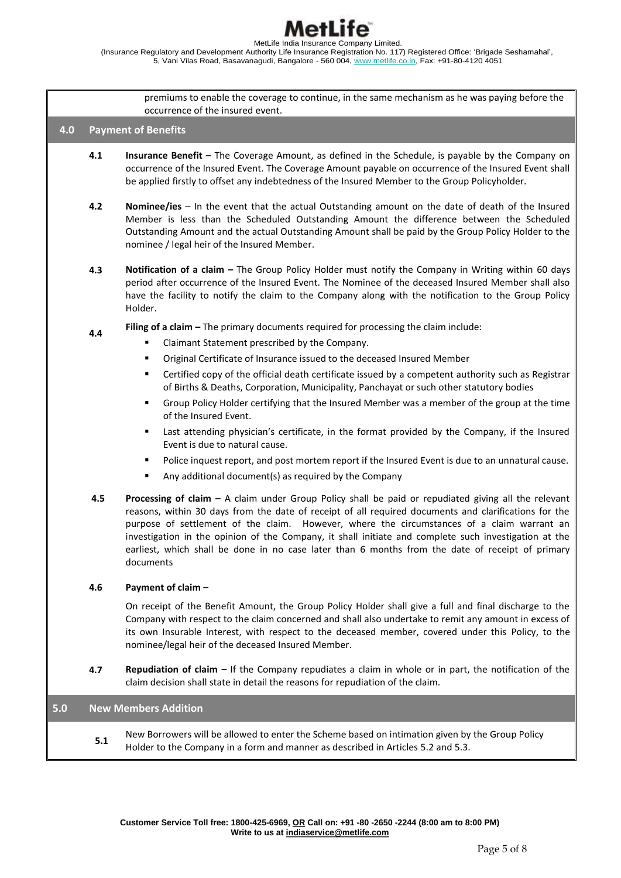premiums to enable the coverage to continue, in the same mechanism as he was paying before the occurrence of the insured event.

## 4.0 Payment of Benefits

**4.1** **Insurance Benefit –** The Coverage Amount, as defined in the Schedule, is payable by the Company on occurrence of the Insured Event. The Coverage Amount payable on occurrence of the Insured Event shall be applied firstly to offset any indebtedness of the Insured Member to the Group Policyholder.

**4.2** **Nominee/ies** – In the event that the actual Outstanding amount on the date of death of the Insured Member is less than the Scheduled Outstanding Amount the difference between the Scheduled Outstanding Amount and the actual Outstanding Amount shall be paid by the Group Policy Holder to the nominee / legal heir of the Insured Member.

**4.3** **Notification of a claim –** The Group Policy Holder must notify the Company in Writing within 60 days period after occurrence of the Insured Event. The Nominee of the deceased Insured Member shall also have the facility to notify the claim to the Company along with the notification to the Group Policy Holder.

**4.4** **Filing of a claim –** The primary documents required for processing the claim include:

- Claimant Statement prescribed by the Company.
- Original Certificate of Insurance issued to the deceased Insured Member
- Certified copy of the official death certificate issued by a competent authority such as Registrar of Births & Deaths, Corporation, Municipality, Panchayat or such other statutory bodies
- Group Policy Holder certifying that the Insured Member was a member of the group at the time of the Insured Event.
- Last attending physician's certificate, in the format provided by the Company, if the Insured Event is due to natural cause.
- Police inquest report, and post mortem report if the Insured Event is due to an unnatural cause.
- Any additional document(s) as required by the Company

**4.5** **Processing of claim –** A claim under Group Policy shall be paid or repudiated giving all the relevant reasons, within 30 days from the date of receipt of all required documents and clarifications for the purpose of settlement of the claim. However, where the circumstances of a claim warrant an investigation in the opinion of the Company, it shall initiate and complete such investigation at the earliest, which shall be done in no case later than 6 months from the date of receipt of primary documents

**4.6** **Payment of claim –**

On receipt of the Benefit Amount, the Group Policy Holder shall give a full and final discharge to the Company with respect to the claim concerned and shall also undertake to remit any amount in excess of its own Insurable Interest, with respect to the deceased member, covered under this Policy, to the nominee/legal heir of the deceased Insured Member.

**4.7** **Repudiation of claim –** If the Company repudiates a claim in whole or in part, the notification of the claim decision shall state in detail the reasons for repudiation of the claim.

## 5.0 New Members Addition

**5.1** New Borrowers will be allowed to enter the Scheme based on intimation given by the Group Policy Holder to the Company in a form and manner as described in Articles 5.2 and 5.3.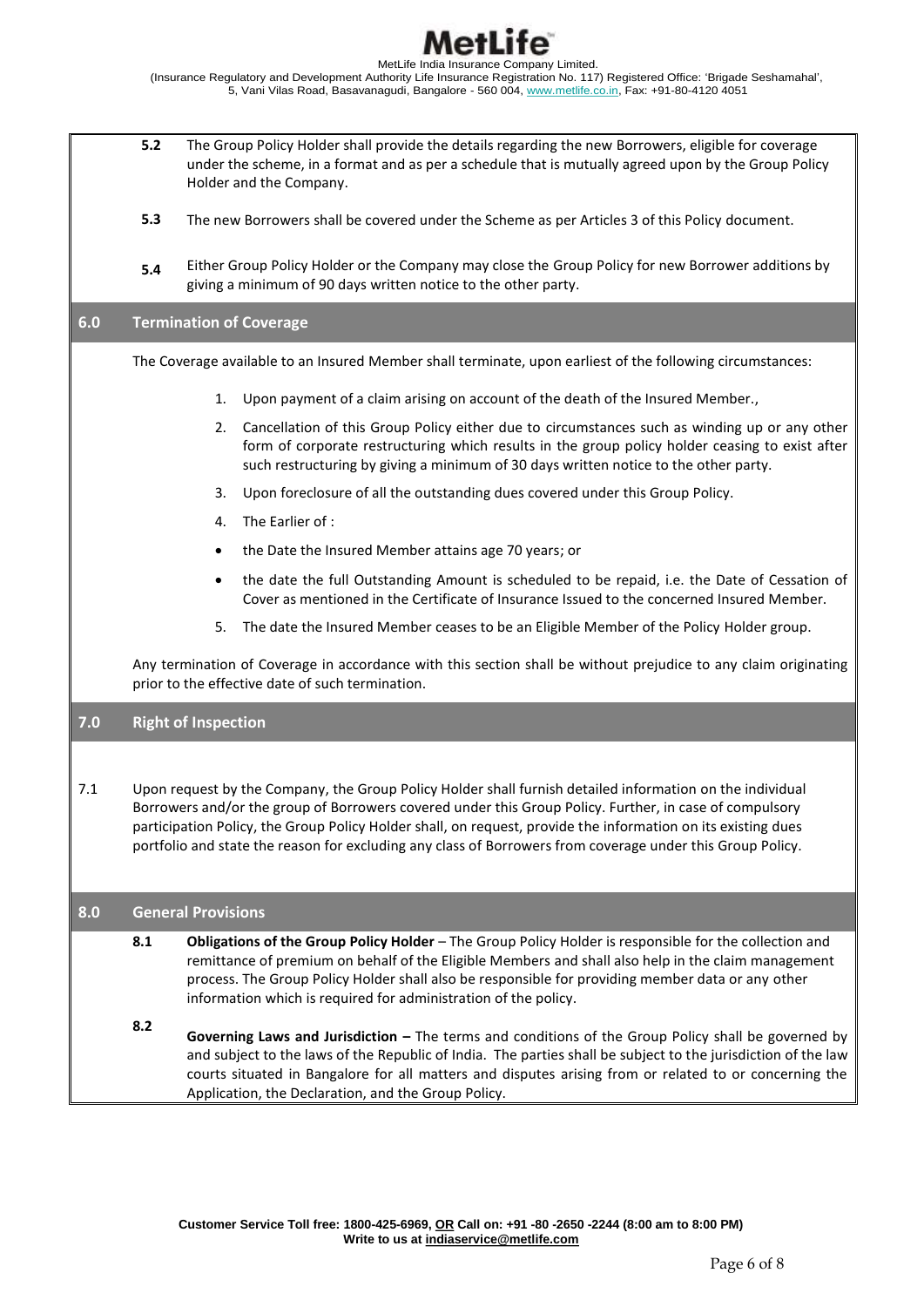**5.2** The Group Policy Holder shall provide the details regarding the new Borrowers, eligible for coverage under the scheme, in a format and as per a schedule that is mutually agreed upon by the Group Policy Holder and the Company.

**5.3** The new Borrowers shall be covered under the Scheme as per Articles 3 of this Policy document.

**5.4** Either Group Policy Holder or the Company may close the Group Policy for new Borrower additions by giving a minimum of 90 days written notice to the other party.

## 6.0 Termination of Coverage

The Coverage available to an Insured Member shall terminate, upon earliest of the following circumstances:

1. Upon payment of a claim arising on account of the death of the Insured Member.,
2. Cancellation of this Group Policy either due to circumstances such as winding up or any other form of corporate restructuring which results in the group policy holder ceasing to exist after such restructuring by giving a minimum of 30 days written notice to the other party.
3. Upon foreclosure of all the outstanding dues covered under this Group Policy.
4. The Earlier of :
   - the Date the Insured Member attains age 70 years; or
   - the date the full Outstanding Amount is scheduled to be repaid, i.e. the Date of Cessation of Cover as mentioned in the Certificate of Insurance Issued to the concerned Insured Member.
5. The date the Insured Member ceases to be an Eligible Member of the Policy Holder group.

Any termination of Coverage in accordance with this section shall be without prejudice to any claim originating prior to the effective date of such termination.

## 7.0 Right of Inspection

7.1 Upon request by the Company, the Group Policy Holder shall furnish detailed information on the individual Borrowers and/or the group of Borrowers covered under this Group Policy. Further, in case of compulsory participation Policy, the Group Policy Holder shall, on request, provide the information on its existing dues portfolio and state the reason for excluding any class of Borrowers from coverage under this Group Policy.

## 8.0 General Provisions

**8.1** **Obligations of the Group Policy Holder** – The Group Policy Holder is responsible for the collection and remittance of premium on behalf of the Eligible Members and shall also help in the claim management process. The Group Policy Holder shall also be responsible for providing member data or any other information which is required for administration of the policy.

**8.2** **Governing Laws and Jurisdiction –** The terms and conditions of the Group Policy shall be governed by and subject to the laws of the Republic of India. The parties shall be subject to the jurisdiction of the law courts situated in Bangalore for all matters and disputes arising from or related to or concerning the Application, the Declaration, and the Group Policy.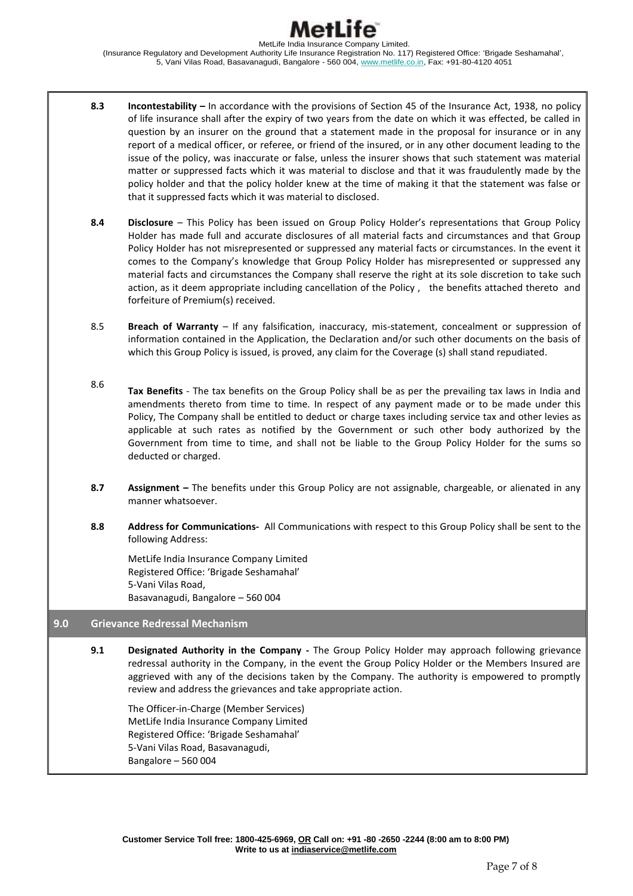**8.3** **Incontestability –** In accordance with the provisions of Section 45 of the Insurance Act, 1938, no policy of life insurance shall after the expiry of two years from the date on which it was effected, be called in question by an insurer on the ground that a statement made in the proposal for insurance or in any report of a medical officer, or referee, or friend of the insured, or in any other document leading to the issue of the policy, was inaccurate or false, unless the insurer shows that such statement was material matter or suppressed facts which it was material to disclose and that it was fraudulently made by the policy holder and that the policy holder knew at the time of making it that the statement was false or that it suppressed facts which it was material to disclosed.

**8.4** **Disclosure** – This Policy has been issued on Group Policy Holder's representations that Group Policy Holder has made full and accurate disclosures of all material facts and circumstances and that Group Policy Holder has not misrepresented or suppressed any material facts or circumstances. In the event it comes to the Company's knowledge that Group Policy Holder has misrepresented or suppressed any material facts and circumstances the Company shall reserve the right at its sole discretion to take such action, as it deem appropriate including cancellation of the Policy , the benefits attached thereto and forfeiture of Premium(s) received.

8.5 **Breach of Warranty** – If any falsification, inaccuracy, mis-statement, concealment or suppression of information contained in the Application, the Declaration and/or such other documents on the basis of which this Group Policy is issued, is proved, any claim for the Coverage (s) shall stand repudiated.

8.6 **Tax Benefits** - The tax benefits on the Group Policy shall be as per the prevailing tax laws in India and amendments thereto from time to time. In respect of any payment made or to be made under this Policy, The Company shall be entitled to deduct or charge taxes including service tax and other levies as applicable at such rates as notified by the Government or such other body authorized by the Government from time to time, and shall not be liable to the Group Policy Holder for the sums so deducted or charged.

**8.7** **Assignment –** The benefits under this Group Policy are not assignable, chargeable, or alienated in any manner whatsoever.

**8.8** **Address for Communications-** All Communications with respect to this Group Policy shall be sent to the following Address:

MetLife India Insurance Company Limited
Registered Office: 'Brigade Seshamahal'
5-Vani Vilas Road,
Basavanagudi, Bangalore – 560 004

## 9.0 Grievance Redressal Mechanism

**9.1** **Designated Authority in the Company -** The Group Policy Holder may approach following grievance redressal authority in the Company, in the event the Group Policy Holder or the Members Insured are aggrieved with any of the decisions taken by the Company. The authority is empowered to promptly review and address the grievances and take appropriate action.

The Officer-in-Charge (Member Services)
MetLife India Insurance Company Limited
Registered Office: 'Brigade Seshamahal'
5-Vani Vilas Road, Basavanagudi,
Bangalore – 560 004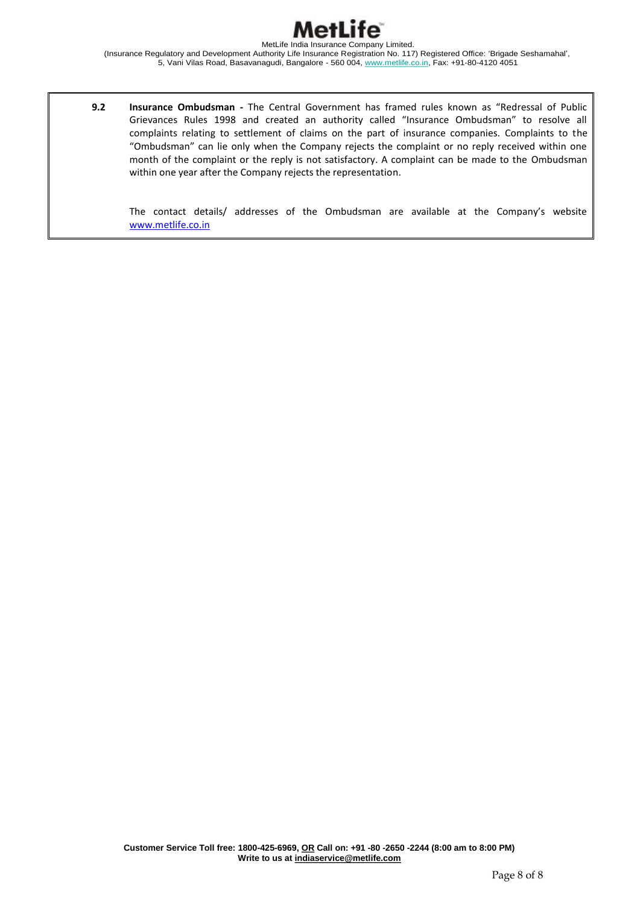**9.2 Insurance Ombudsman -** The Central Government has framed rules known as "Redressal of Public Grievances Rules 1998 and created an authority called "Insurance Ombudsman" to resolve all complaints relating to settlement of claims on the part of insurance companies. Complaints to the "Ombudsman" can lie only when the Company rejects the complaint or no reply received within one month of the complaint or the reply is not satisfactory. A complaint can be made to the Ombudsman within one year after the Company rejects the representation.

The contact details/ addresses of the Ombudsman are available at the Company's website www.metlife.co.in